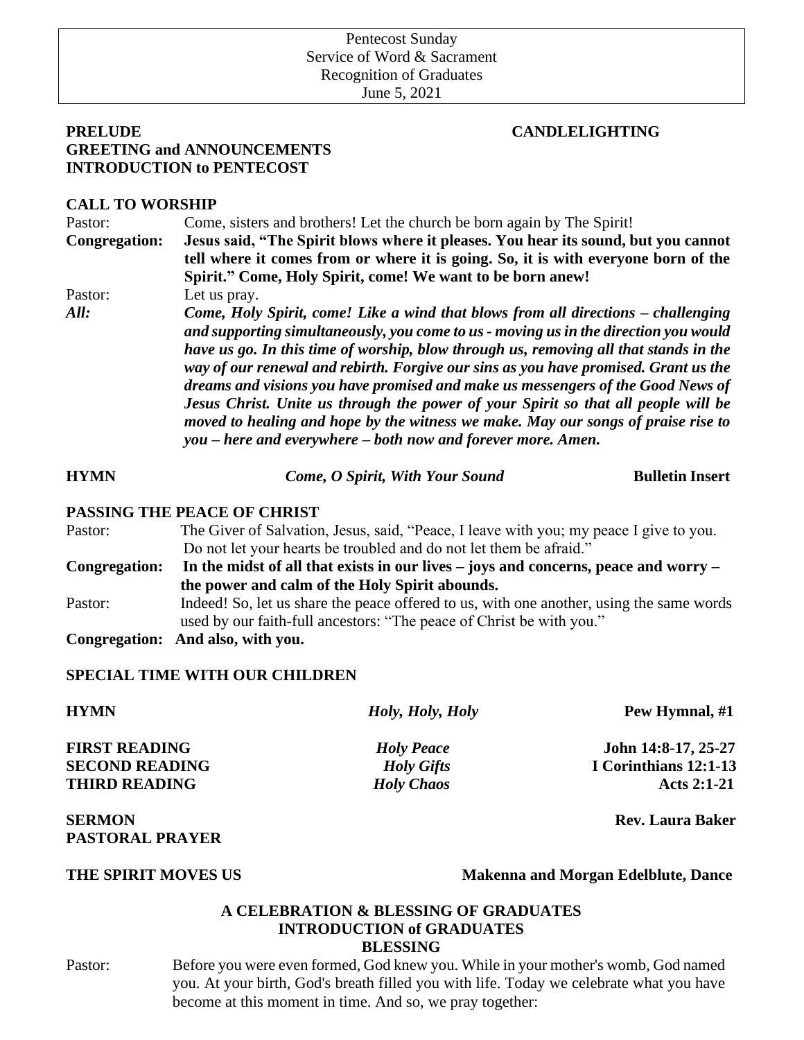Pentecost Sunday
Service of Word & Sacrament
Recognition of Graduates
June 5, 2021

**PRELUDE** **CANDLELIGHTING**
**GREETING and ANNOUNCEMENTS**
**INTRODUCTION to PENTECOST**

**CALL TO WORSHIP**

Pastor: Come, sisters and brothers! Let the church be born again by The Spirit!

**Congregation: Jesus said, "The Spirit blows where it pleases. You hear its sound, but you cannot tell where it comes from or where it is going. So, it is with everyone born of the Spirit." Come, Holy Spirit, come! We want to be born anew!**

Pastor: Let us pray.

***All: Come, Holy Spirit, come! Like a wind that blows from all directions – challenging and supporting simultaneously, you come to us - moving us in the direction you would have us go. In this time of worship, blow through us, removing all that stands in the way of our renewal and rebirth. Forgive our sins as you have promised. Grant us the dreams and visions you have promised and make us messengers of the Good News of Jesus Christ. Unite us through the power of your Spirit so that all people will be moved to healing and hope by the witness we make. May our songs of praise rise to you – here and everywhere – both now and forever more. Amen.***

**HYMN** ***Come, O Spirit, With Your Sound*** **Bulletin Insert**

**PASSING THE PEACE OF CHRIST**

Pastor: The Giver of Salvation, Jesus, said, "Peace, I leave with you; my peace I give to you. Do not let your hearts be troubled and do not let them be afraid."

**Congregation: In the midst of all that exists in our lives – joys and concerns, peace and worry – the power and calm of the Holy Spirit abounds.**

Pastor: Indeed! So, let us share the peace offered to us, with one another, using the same words used by our faith-full ancestors: "The peace of Christ be with you."

**Congregation: And also, with you.**

**SPECIAL TIME WITH OUR CHILDREN**

**HYMN** ***Holy, Holy, Holy*** **Pew Hymnal, #1**

**FIRST READING** ***Holy Peace*** **John 14:8-17, 25-27**
**SECOND READING** ***Holy Gifts*** **I Corinthians 12:1-13**
**THIRD READING** ***Holy Chaos*** **Acts 2:1-21**

**SERMON** **Rev. Laura Baker**
**PASTORAL PRAYER**

**THE SPIRIT MOVES US** **Makenna and Morgan Edelblute, Dance**

**A CELEBRATION & BLESSING OF GRADUATES**
**INTRODUCTION of GRADUATES**
**BLESSING**

Pastor: Before you were even formed, God knew you. While in your mother's womb, God named you. At your birth, God's breath filled you with life. Today we celebrate what you have become at this moment in time. And so, we pray together: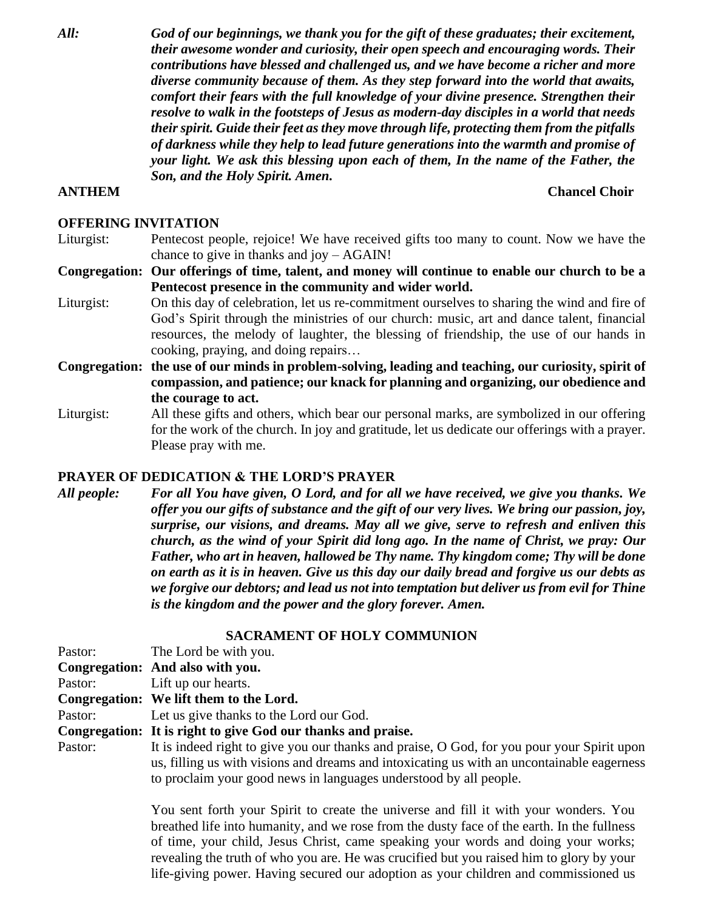***All:*** ***God of our beginnings, we thank you for the gift of these graduates; their excitement, their awesome wonder and curiosity, their open speech and encouraging words. Their contributions have blessed and challenged us, and we have become a richer and more diverse community because of them. As they step forward into the world that awaits, comfort their fears with the full knowledge of your divine presence. Strengthen their resolve to walk in the footsteps of Jesus as modern-day disciples in a world that needs their spirit. Guide their feet as they move through life, protecting them from the pitfalls of darkness while they help to lead future generations into the warmth and promise of your light. We ask this blessing upon each of them, In the name of the Father, the Son, and the Holy Spirit. Amen.***

**ANTHEM** **Chancel Choir**

**OFFERING INVITATION**

Liturgist: Pentecost people, rejoice! We have received gifts too many to count. Now we have the chance to give in thanks and joy – AGAIN!

**Congregation: Our offerings of time, talent, and money will continue to enable our church to be a Pentecost presence in the community and wider world.**

Liturgist: On this day of celebration, let us re-commitment ourselves to sharing the wind and fire of God's Spirit through the ministries of our church: music, art and dance talent, financial resources, the melody of laughter, the blessing of friendship, the use of our hands in cooking, praying, and doing repairs…

**Congregation: the use of our minds in problem-solving, leading and teaching, our curiosity, spirit of compassion, and patience; our knack for planning and organizing, our obedience and the courage to act.**

Liturgist: All these gifts and others, which bear our personal marks, are symbolized in our offering for the work of the church. In joy and gratitude, let us dedicate our offerings with a prayer. Please pray with me.

**PRAYER OF DEDICATION & THE LORD'S PRAYER**

***All people:*** ***For all You have given, O Lord, and for all we have received, we give you thanks. We offer you our gifts of substance and the gift of our very lives. We bring our passion, joy, surprise, our visions, and dreams. May all we give, serve to refresh and enliven this church, as the wind of your Spirit did long ago. In the name of Christ, we pray: Our Father, who art in heaven, hallowed be Thy name. Thy kingdom come; Thy will be done on earth as it is in heaven. Give us this day our daily bread and forgive us our debts as we forgive our debtors; and lead us not into temptation but deliver us from evil for Thine is the kingdom and the power and the glory forever. Amen.***

**SACRAMENT OF HOLY COMMUNION**

Pastor: The Lord be with you.

**Congregation: And also with you.**

Pastor: Lift up our hearts.

**Congregation: We lift them to the Lord.**

Pastor: Let us give thanks to the Lord our God.

**Congregation: It is right to give God our thanks and praise.**

Pastor: It is indeed right to give you our thanks and praise, O God, for you pour your Spirit upon us, filling us with visions and dreams and intoxicating us with an uncontainable eagerness to proclaim your good news in languages understood by all people.

You sent forth your Spirit to create the universe and fill it with your wonders. You breathed life into humanity, and we rose from the dusty face of the earth. In the fullness of time, your child, Jesus Christ, came speaking your words and doing your works; revealing the truth of who you are. He was crucified but you raised him to glory by your life-giving power. Having secured our adoption as your children and commissioned us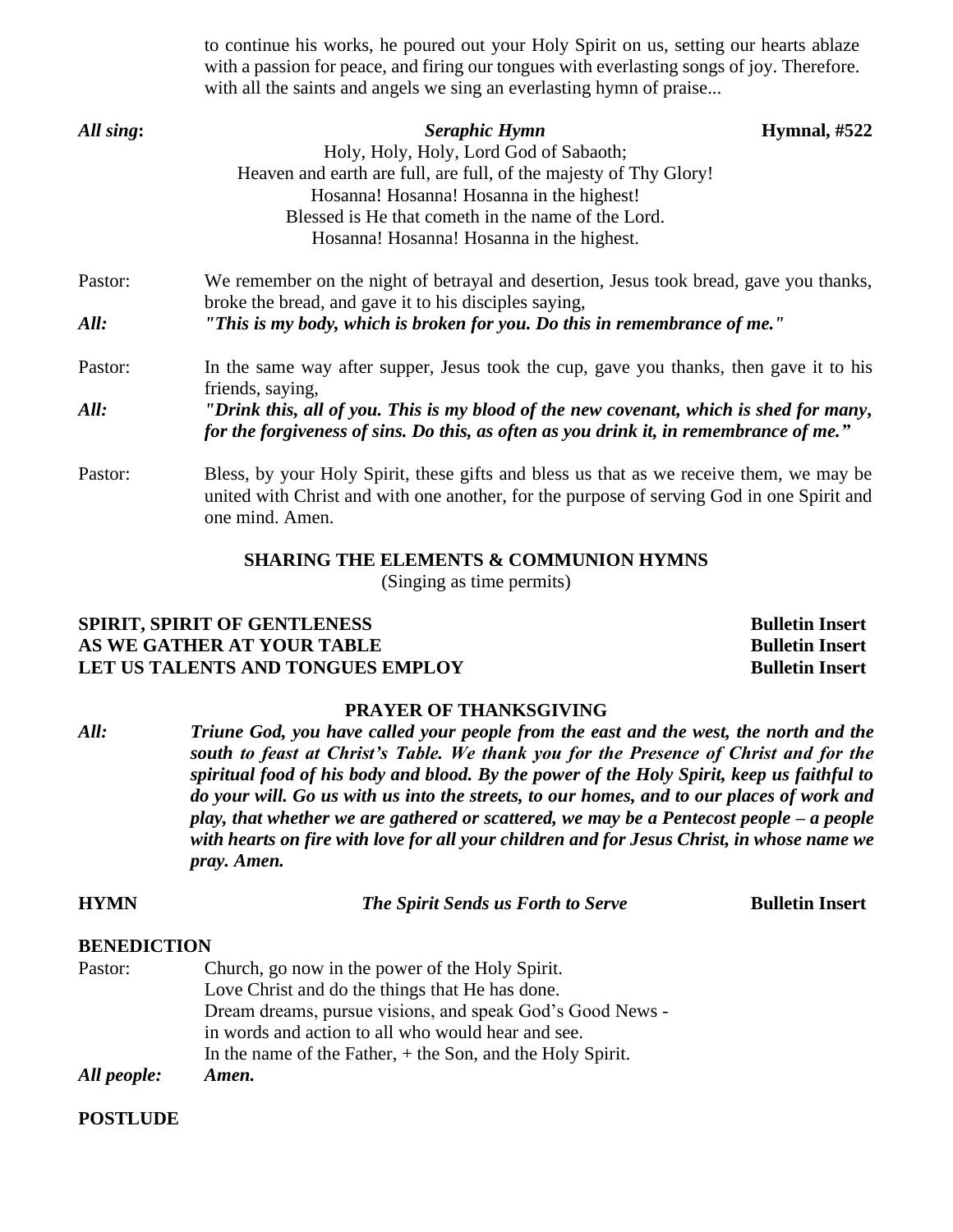to continue his works, he poured out your Holy Spirit on us, setting our hearts ablaze with a passion for peace, and firing our tongues with everlasting songs of joy. Therefore. with all the saints and angels we sing an everlasting hymn of praise...

***All sing*:** ***Seraphic Hymn*** **Hymnal, #522**

Holy, Holy, Holy, Lord God of Sabaoth;
Heaven and earth are full, are full, of the majesty of Thy Glory!
Hosanna! Hosanna! Hosanna in the highest!
Blessed is He that cometh in the name of the Lord.
Hosanna! Hosanna! Hosanna in the highest.

Pastor: We remember on the night of betrayal and desertion, Jesus took bread, gave you thanks, broke the bread, and gave it to his disciples saying,

***All:*** ***"This is my body, which is broken for you. Do this in remembrance of me."***

Pastor: In the same way after supper, Jesus took the cup, gave you thanks, then gave it to his friends, saying,

***All:*** ***"Drink this, all of you. This is my blood of the new covenant, which is shed for many, for the forgiveness of sins. Do this, as often as you drink it, in remembrance of me."***

Pastor: Bless, by your Holy Spirit, these gifts and bless us that as we receive them, we may be united with Christ and with one another, for the purpose of serving God in one Spirit and one mind. Amen.

## SHARING THE ELEMENTS & COMMUNION HYMNS

(Singing as time permits)

**SPIRIT, SPIRIT OF GENTLENESS** **Bulletin Insert**
**AS WE GATHER AT YOUR TABLE** **Bulletin Insert**
**LET US TALENTS AND TONGUES EMPLOY** **Bulletin Insert**

## PRAYER OF THANKSGIVING

***All:*** ***Triune God, you have called your people from the east and the west, the north and the south to feast at Christ's Table. We thank you for the Presence of Christ and for the spiritual food of his body and blood. By the power of the Holy Spirit, keep us faithful to do your will. Go us with us into the streets, to our homes, and to our places of work and play, that whether we are gathered or scattered, we may be a Pentecost people – a people with hearts on fire with love for all your children and for Jesus Christ, in whose name we pray. Amen.***

**HYMN** ***The Spirit Sends us Forth to Serve*** **Bulletin Insert**

**BENEDICTION**

Pastor: Church, go now in the power of the Holy Spirit.
Love Christ and do the things that He has done.
Dream dreams, pursue visions, and speak God's Good News -
in words and action to all who would hear and see.
In the name of the Father, + the Son, and the Holy Spirit.

***All people:*** ***Amen.***

**POSTLUDE**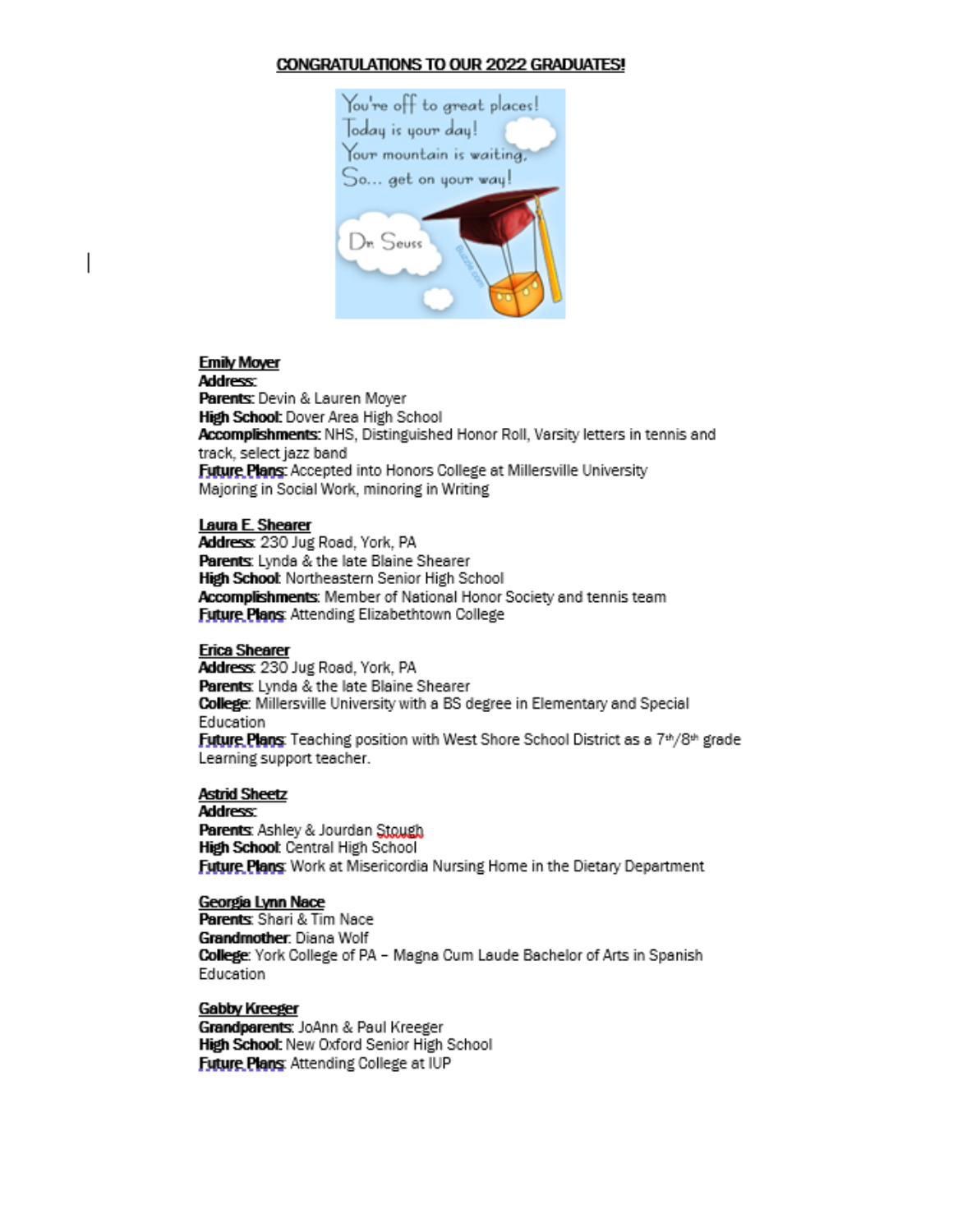# CONGRATULATIONS TO OUR 2022 GRADUATES!

**Emily Moyer**
**Address:**
**Parents:** Devin & Lauren Moyer
**High School:** Dover Area High School
**Accomplishments:** NHS, Distinguished Honor Roll, Varsity letters in tennis and track, select jazz band
**Future Plans:** Accepted into Honors College at Millersville University
Majoring in Social Work, minoring in Writing

**Laura E. Shearer**
**Address:** 230 Jug Road, York, PA
**Parents:** Lynda & the late Blaine Shearer
**High School:** Northeastern Senior High School
**Accomplishments:** Member of National Honor Society and tennis team
**Future Plans:** Attending Elizabethtown College

**Erica Shearer**
**Address:** 230 Jug Road, York, PA
**Parents:** Lynda & the late Blaine Shearer
**College:** Millersville University with a BS degree in Elementary and Special Education
**Future Plans:** Teaching position with West Shore School District as a 7th/8th grade Learning support teacher.

**Astrid Sheetz**
**Address:**
**Parents:** Ashley & Jourdan Stough
**High School:** Central High School
**Future Plans:** Work at Misericordia Nursing Home in the Dietary Department

**Georgia Lynn Nace**
**Parents:** Shari & Tim Nace
**Grandmother:** Diana Wolf
**College:** York College of PA – Magna Cum Laude Bachelor of Arts in Spanish Education

**Gabby Kreeger**
**Grandparents:** JoAnn & Paul Kreeger
**High School:** New Oxford Senior High School
**Future Plans:** Attending College at IUP